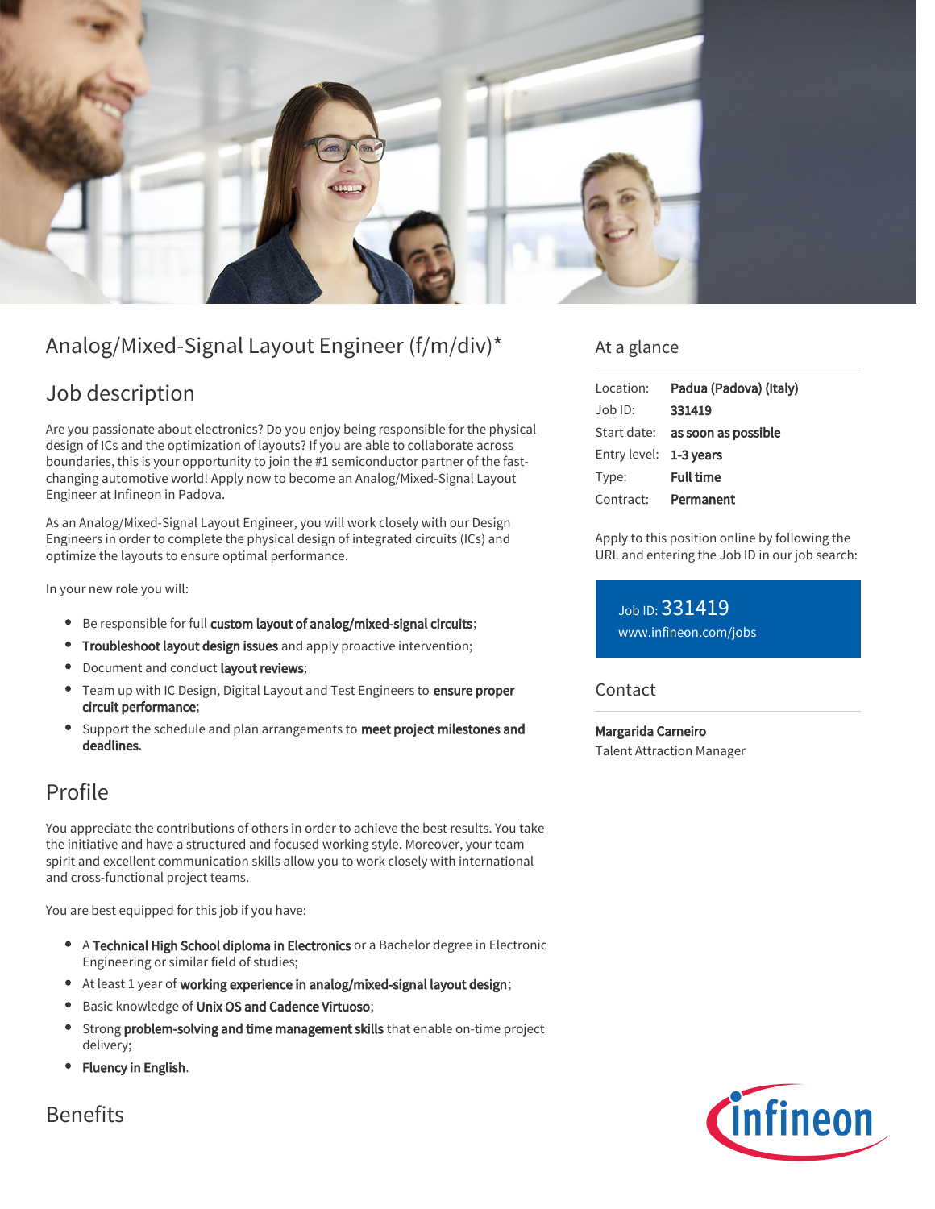# Analog/Mixed-Signal Layout Engineer (f/m/div)*

## Job description

Are you passionate about electronics? Do you enjoy being responsible for the physical design of ICs and the optimization of layouts? If you are able to collaborate across boundaries, this is your opportunity to join the #1 semiconductor partner of the fast-changing automotive world! Apply now to become an Analog/Mixed-Signal Layout Engineer at Infineon in Padova.

As an Analog/Mixed-Signal Layout Engineer, you will work closely with our Design Engineers in order to complete the physical design of integrated circuits (ICs) and optimize the layouts to ensure optimal performance.

In your new role you will:

- Be responsible for full **custom layout of analog/mixed-signal circuits**;
- **Troubleshoot layout design issues** and apply proactive intervention;
- Document and conduct **layout reviews**;
- Team up with IC Design, Digital Layout and Test Engineers to **ensure proper circuit performance**;
- Support the schedule and plan arrangements to **meet project milestones and deadlines**.

## Profile

You appreciate the contributions of others in order to achieve the best results. You take the initiative and have a structured and focused working style. Moreover, your team spirit and excellent communication skills allow you to work closely with international and cross-functional project teams.

You are best equipped for this job if you have:

- A **Technical High School diploma in Electronics** or a Bachelor degree in Electronic Engineering or similar field of studies;
- At least 1 year of **working experience in analog/mixed-signal layout design**;
- Basic knowledge of **Unix OS and Cadence Virtuoso**;
- Strong **problem-solving and time management skills** that enable on-time project delivery;
- **Fluency in English**.

## Benefits

## At a glance

| | |
|---|---|
| Location: | **Padua (Padova) (Italy)** |
| Job ID: | **331419** |
| Start date: | **as soon as possible** |
| Entry level: | **1-3 years** |
| Type: | **Full time** |
| Contract: | **Permanent** |

Apply to this position online by following the URL and entering the Job ID in our job search:

Job ID: 331419
www.infineon.com/jobs

## Contact

**Margarida Carneiro**
Talent Attraction Manager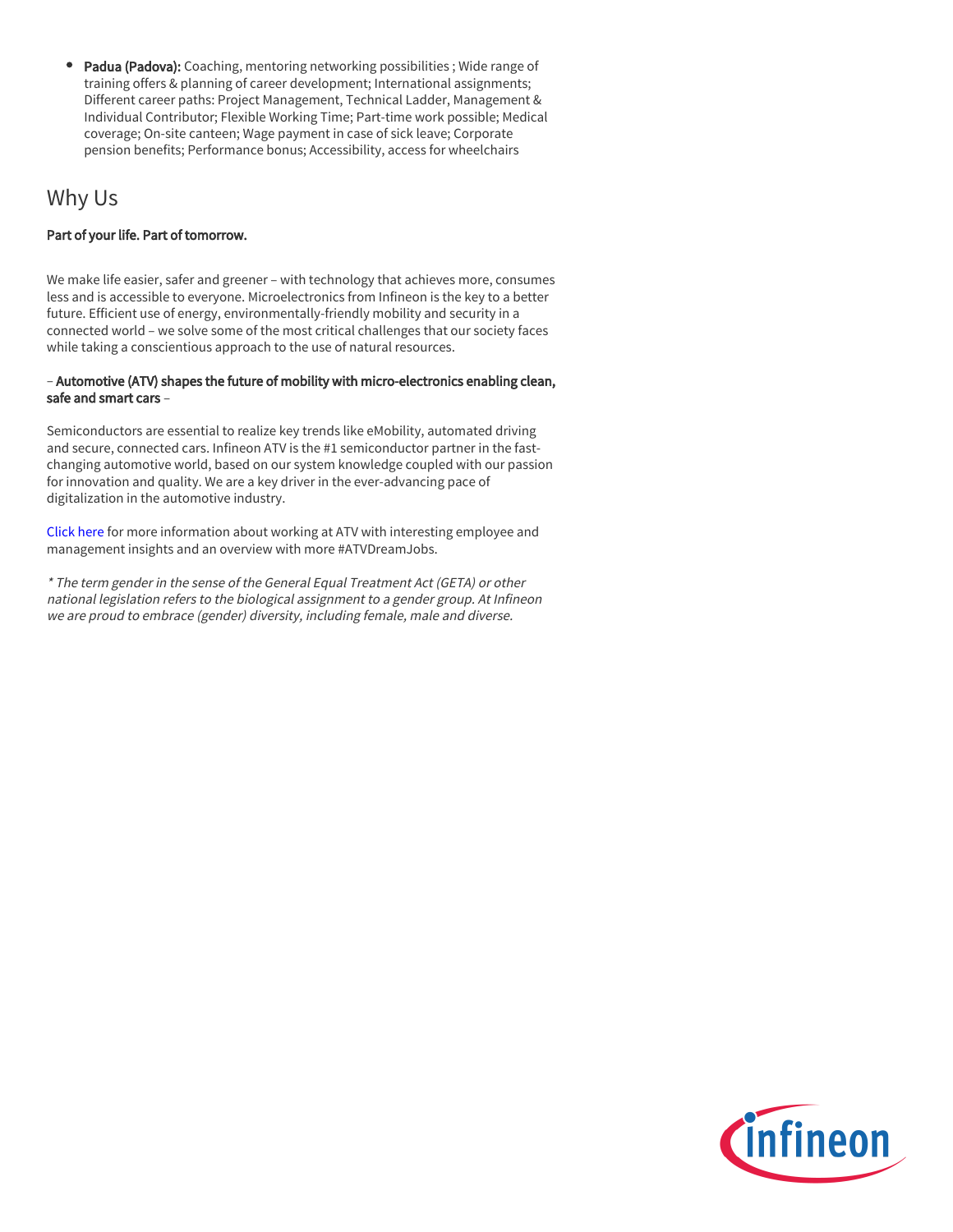- **Padua (Padova):** Coaching, mentoring networking possibilities ; Wide range of training offers & planning of career development; International assignments; Different career paths: Project Management, Technical Ladder, Management & Individual Contributor; Flexible Working Time; Part-time work possible; Medical coverage; On-site canteen; Wage payment in case of sick leave; Corporate pension benefits; Performance bonus; Accessibility, access for wheelchairs

## Why Us

**Part of your life. Part of tomorrow.**

We make life easier, safer and greener – with technology that achieves more, consumes less and is accessible to everyone. Microelectronics from Infineon is the key to a better future. Efficient use of energy, environmentally-friendly mobility and security in a connected world – we solve some of the most critical challenges that our society faces while taking a conscientious approach to the use of natural resources.

– **Automotive (ATV) shapes the future of mobility with micro-electronics enabling clean, safe and smart cars** –

Semiconductors are essential to realize key trends like eMobility, automated driving and secure, connected cars. Infineon ATV is the #1 semiconductor partner in the fast-changing automotive world, based on our system knowledge coupled with our passion for innovation and quality. We are a key driver in the ever-advancing pace of digitalization in the automotive industry.

Click here for more information about working at ATV with interesting employee and management insights and an overview with more #ATVDreamJobs.

*\* The term gender in the sense of the General Equal Treatment Act (GETA) or other national legislation refers to the biological assignment to a gender group. At Infineon we are proud to embrace (gender) diversity, including female, male and diverse.*